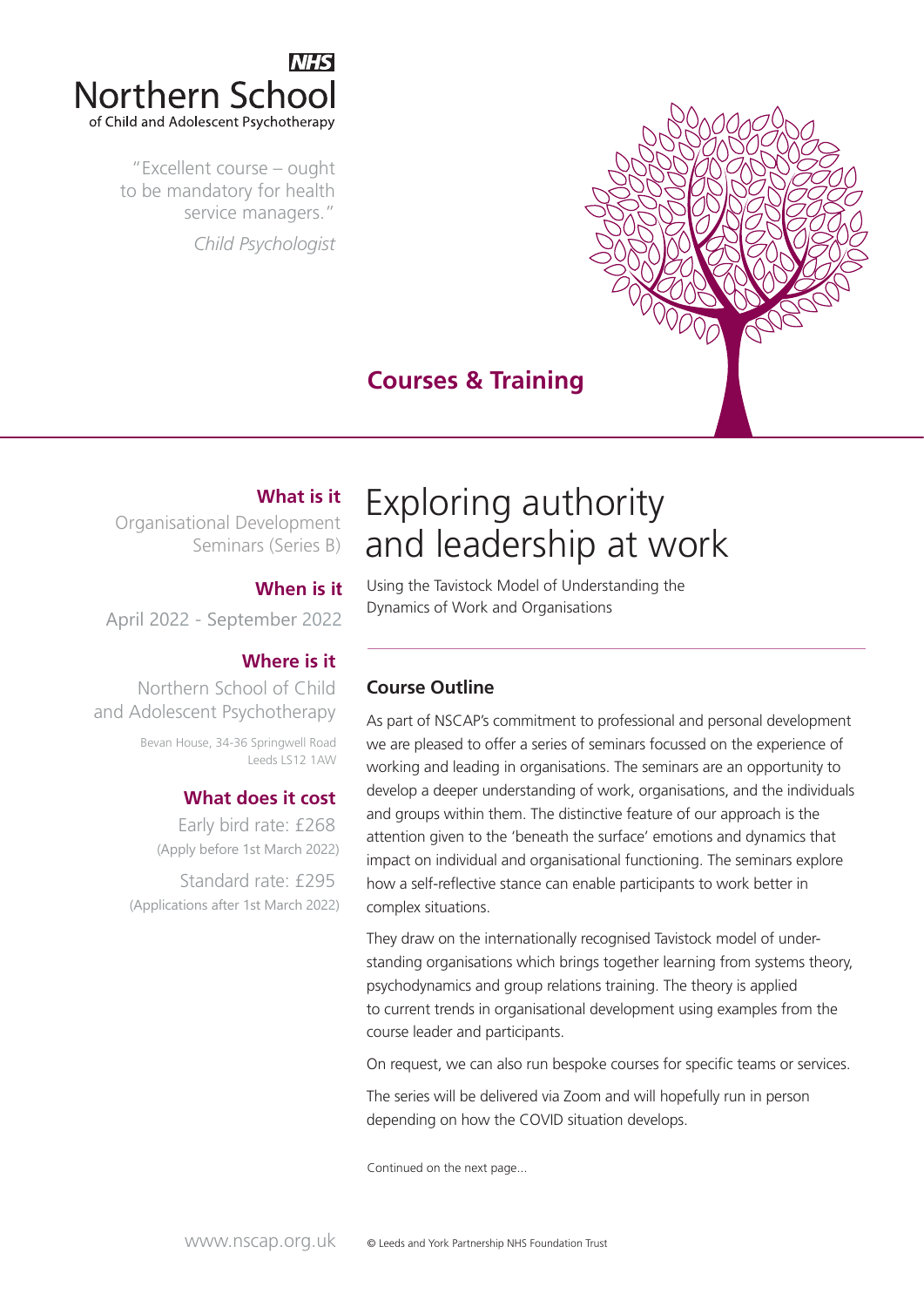NHS
# Northern School
of Child and Adolescent Psychotherapy

"Excellent course – ought to be mandatory for health service managers."

*Child Psychologist*

## Courses & Training

### What is it

Organisational Development Seminars (Series B)

### When is it

April 2022 - September 2022

### Where is it

Northern School of Child and Adolescent Psychotherapy

Bevan House, 34-36 Springwell Road
Leeds LS12 1AW

### What does it cost

Early bird rate: £268
(Apply before 1st March 2022)

Standard rate: £295
(Applications after 1st March 2022)

# Exploring authority and leadership at work

Using the Tavistock Model of Understanding the Dynamics of Work and Organisations

### Course Outline

As part of NSCAP's commitment to professional and personal development we are pleased to offer a series of seminars focussed on the experience of working and leading in organisations. The seminars are an opportunity to develop a deeper understanding of work, organisations, and the individuals and groups within them. The distinctive feature of our approach is the attention given to the 'beneath the surface' emotions and dynamics that impact on individual and organisational functioning. The seminars explore how a self-reflective stance can enable participants to work better in complex situations.

They draw on the internationally recognised Tavistock model of understanding organisations which brings together learning from systems theory, psychodynamics and group relations training. The theory is applied to current trends in organisational development using examples from the course leader and participants.

On request, we can also run bespoke courses for specific teams or services.

The series will be delivered via Zoom and will hopefully run in person depending on how the COVID situation develops.

Continued on the next page...

www.nscap.org.uk

© Leeds and York Partnership NHS Foundation Trust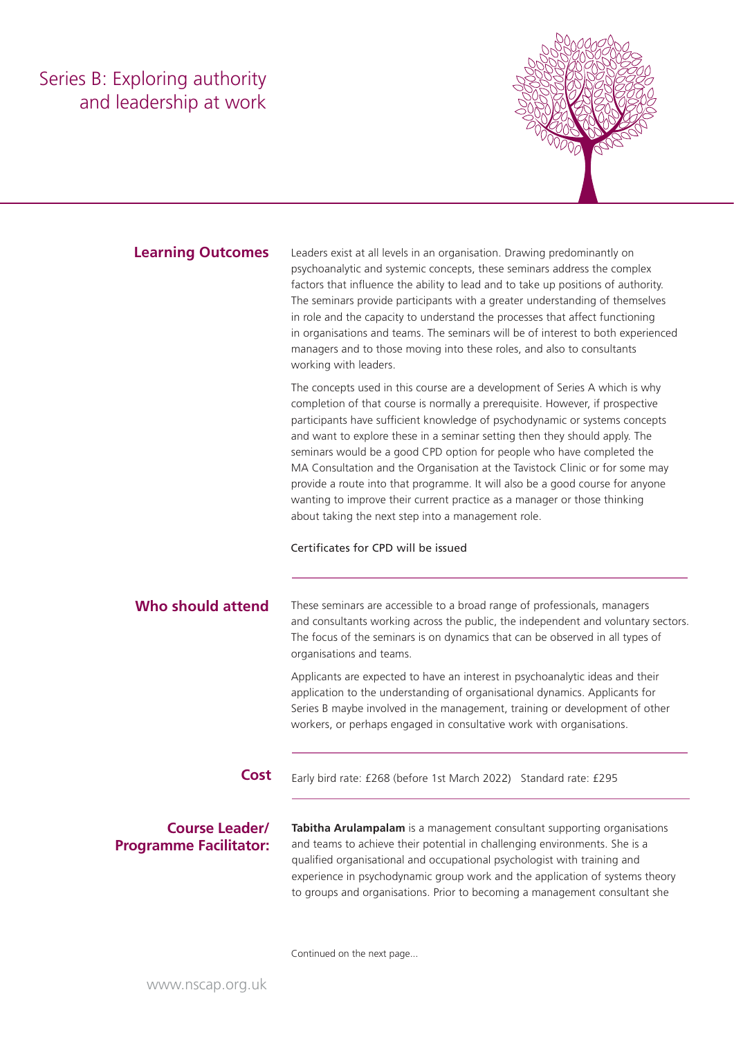# Series B: Exploring authority and leadership at work

## Learning Outcomes

Leaders exist at all levels in an organisation. Drawing predominantly on psychoanalytic and systemic concepts, these seminars address the complex factors that influence the ability to lead and to take up positions of authority. The seminars provide participants with a greater understanding of themselves in role and the capacity to understand the processes that affect functioning in organisations and teams. The seminars will be of interest to both experienced managers and to those moving into these roles, and also to consultants working with leaders.

The concepts used in this course are a development of Series A which is why completion of that course is normally a prerequisite. However, if prospective participants have sufficient knowledge of psychodynamic or systems concepts and want to explore these in a seminar setting then they should apply. The seminars would be a good CPD option for people who have completed the MA Consultation and the Organisation at the Tavistock Clinic or for some may provide a route into that programme. It will also be a good course for anyone wanting to improve their current practice as a manager or those thinking about taking the next step into a management role.

Certificates for CPD will be issued

## Who should attend

These seminars are accessible to a broad range of professionals, managers and consultants working across the public, the independent and voluntary sectors. The focus of the seminars is on dynamics that can be observed in all types of organisations and teams.

Applicants are expected to have an interest in psychoanalytic ideas and their application to the understanding of organisational dynamics. Applicants for Series B maybe involved in the management, training or development of other workers, or perhaps engaged in consultative work with organisations.

## Cost

Early bird rate: £268 (before 1st March 2022)   Standard rate: £295

## Course Leader/ Programme Facilitator:

**Tabitha Arulampalam** is a management consultant supporting organisations and teams to achieve their potential in challenging environments. She is a qualified organisational and occupational psychologist with training and experience in psychodynamic group work and the application of systems theory to groups and organisations. Prior to becoming a management consultant she

Continued on the next page...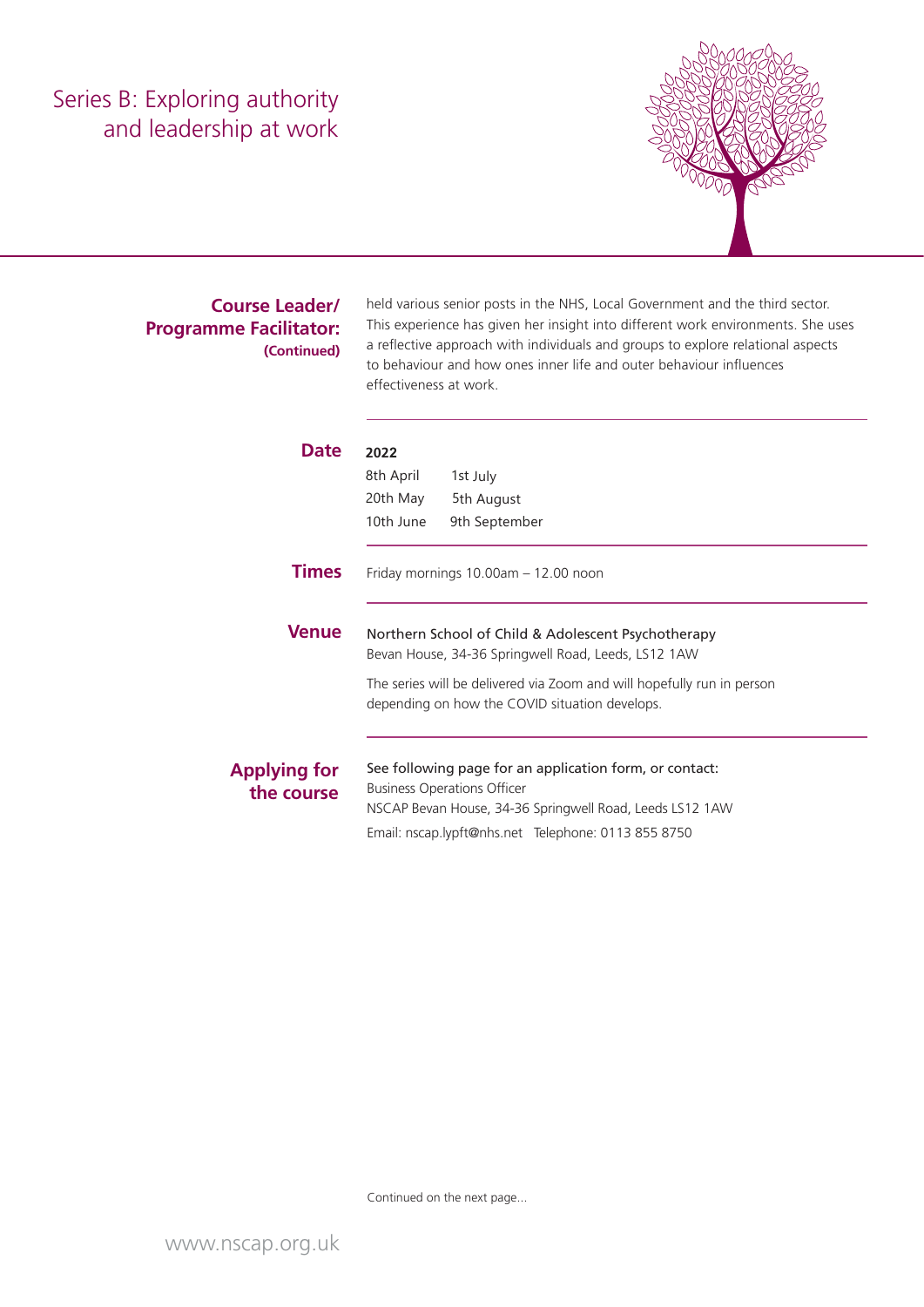# Series B: Exploring authority and leadership at work

## Course Leader/ Programme Facilitator: (Continued)

held various senior posts in the NHS, Local Government and the third sector. This experience has given her insight into different work environments. She uses a reflective approach with individuals and groups to explore relational aspects to behaviour and how ones inner life and outer behaviour influences effectiveness at work.

## Date

**2022**

| | |
|---|---|
| 8th April | 1st July |
| 20th May | 5th August |
| 10th June | 9th September |

## Times

Friday mornings 10.00am – 12.00 noon

## Venue

Northern School of Child & Adolescent Psychotherapy
Bevan House, 34-36 Springwell Road, Leeds, LS12 1AW

The series will be delivered via Zoom and will hopefully run in person depending on how the COVID situation develops.

## Applying for the course

See following page for an application form, or contact:
Business Operations Officer
NSCAP Bevan House, 34-36 Springwell Road, Leeds LS12 1AW
Email: nscap.lypft@nhs.net Telephone: 0113 855 8750

Continued on the next page...

www.nscap.org.uk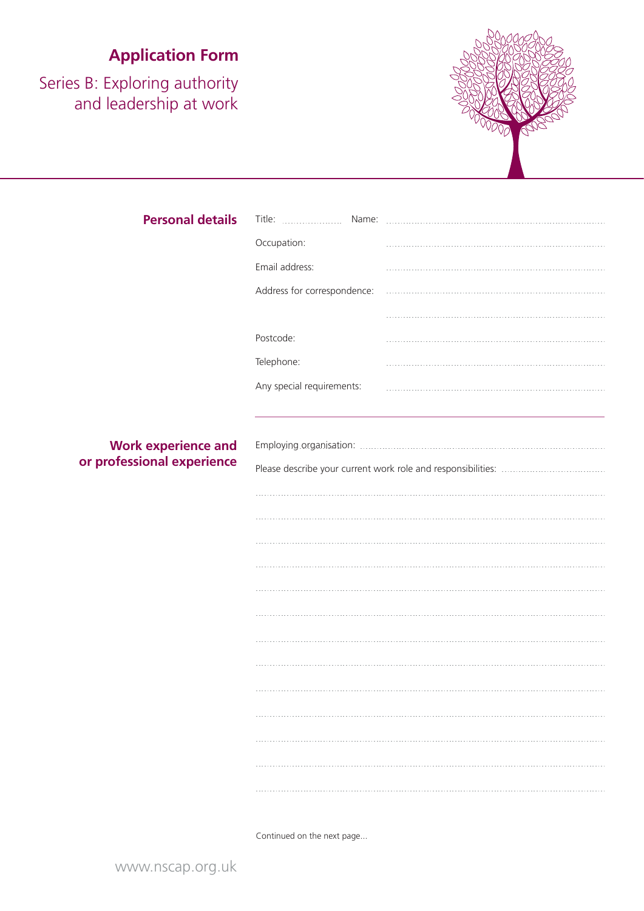# Application Form

## Series B: Exploring authority and leadership at work

### Personal details

Title: .................... Name: ..............................................................................

Occupation: ..............................................................................

Email address: ..............................................................................

Address for correspondence: ..............................................................................

..............................................................................

Postcode: ..............................................................................

Telephone: ..............................................................................

Any special requirements: ..............................................................................

### Work experience and or professional experience

Employing organisation: ..............................................................................

Please describe your current work role and responsibilities: ..................................

..............................................................................

..............................................................................

..............................................................................

..............................................................................

..............................................................................

..............................................................................

..............................................................................

..............................................................................

..............................................................................

..............................................................................

..............................................................................

..............................................................................

..............................................................................

Continued on the next page...

www.nscap.org.uk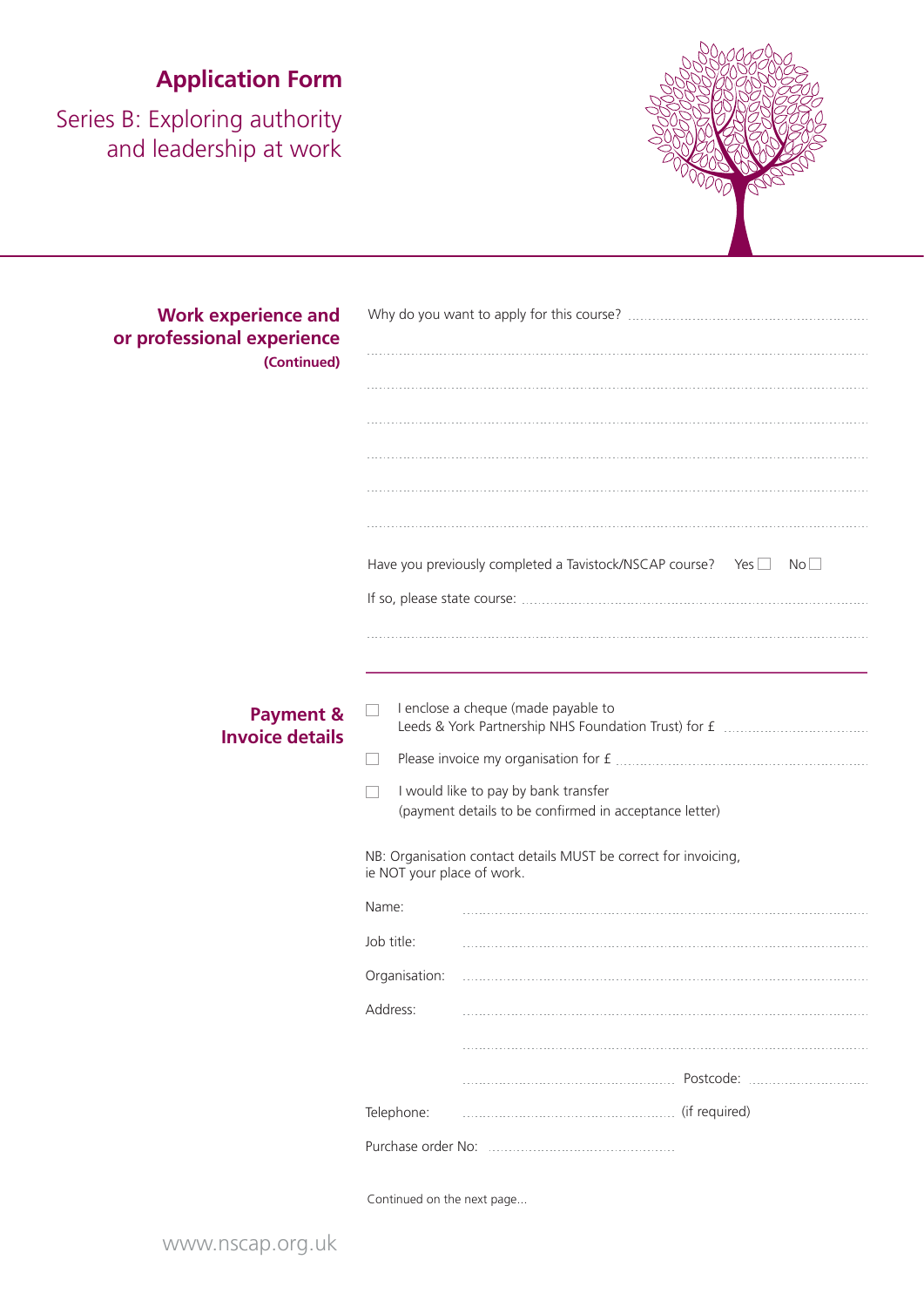# Application Form

## Series B: Exploring authority and leadership at work

### Work experience and or professional experience (Continued)

Why do you want to apply for this course? ..........................................................

..........................................................................................................

..........................................................................................................

..........................................................................................................

..........................................................................................................

..........................................................................................................

..........................................................................................................

Have you previously completed a Tavistock/NSCAP course? Yes ☐ No ☐

If so, please state course: ..........................................................................

..........................................................................................................

### Payment & Invoice details

☐ I enclose a cheque (made payable to Leeds & York Partnership NHS Foundation Trust) for £ ..............................

☐ Please invoice my organisation for £ ..........................................................

☐ I would like to pay by bank transfer (payment details to be confirmed in acceptance letter)

NB: Organisation contact details MUST be correct for invoicing, ie NOT your place of work.

Name: ..........................................................................................

Job title: ..........................................................................................

Organisation: ..........................................................................................

Address: ..........................................................................................

..........................................................................................

.................................................. Postcode: ..............................

Telephone: .................................................. (if required)

Purchase order No: ..........................................

Continued on the next page...

www.nscap.org.uk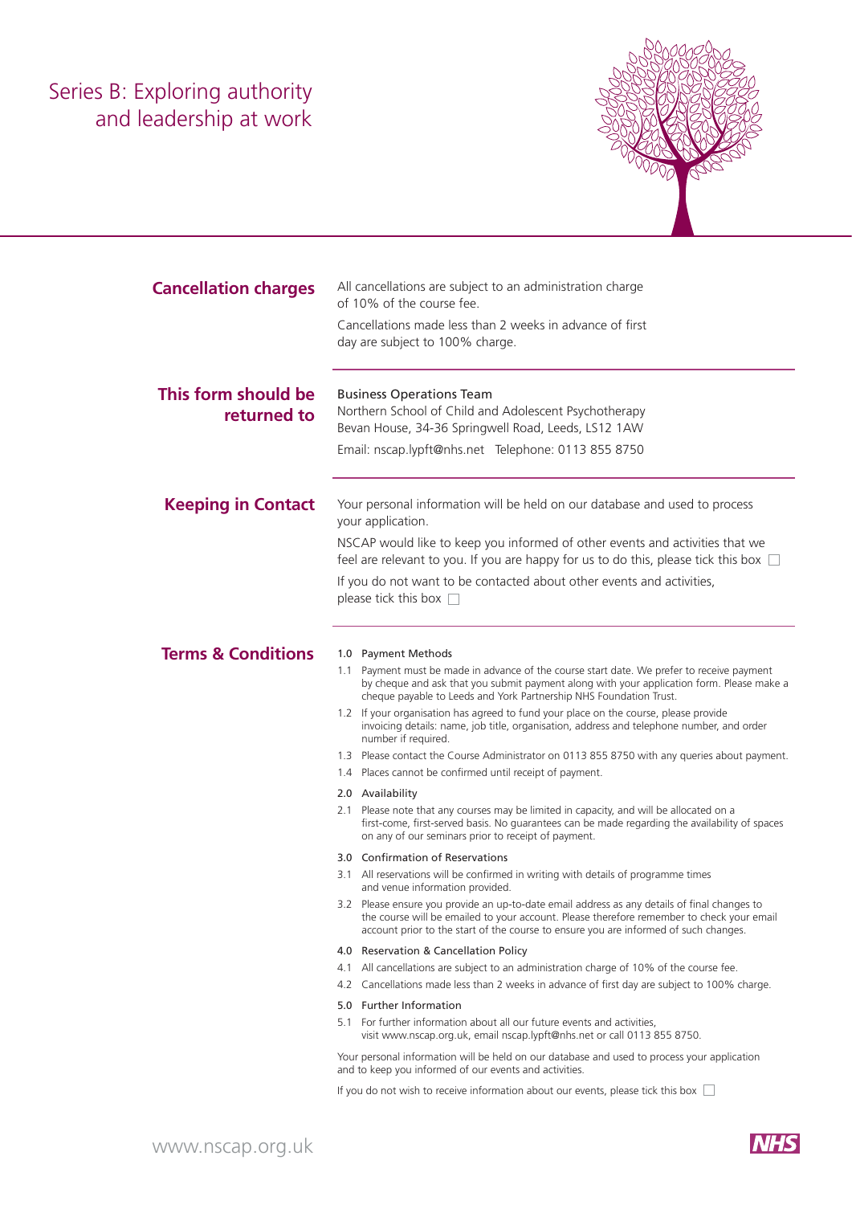# Series B: Exploring authority and leadership at work

## Cancellation charges

All cancellations are subject to an administration charge of 10% of the course fee.

Cancellations made less than 2 weeks in advance of first day are subject to 100% charge.

## This form should be returned to

Business Operations Team
Northern School of Child and Adolescent Psychotherapy
Bevan House, 34-36 Springwell Road, Leeds, LS12 1AW

Email: nscap.lypft@nhs.net Telephone: 0113 855 8750

## Keeping in Contact

Your personal information will be held on our database and used to process your application.

NSCAP would like to keep you informed of other events and activities that we feel are relevant to you. If you are happy for us to do this, please tick this box ☐

If you do not want to be contacted about other events and activities, please tick this box ☐

## Terms & Conditions

1.0 Payment Methods

1.1 Payment must be made in advance of the course start date. We prefer to receive payment by cheque and ask that you submit payment along with your application form. Please make a cheque payable to Leeds and York Partnership NHS Foundation Trust.

1.2 If your organisation has agreed to fund your place on the course, please provide invoicing details: name, job title, organisation, address and telephone number, and order number if required.

1.3 Please contact the Course Administrator on 0113 855 8750 with any queries about payment.

1.4 Places cannot be confirmed until receipt of payment.

2.0 Availability

2.1 Please note that any courses may be limited in capacity, and will be allocated on a first-come, first-served basis. No guarantees can be made regarding the availability of spaces on any of our seminars prior to receipt of payment.

3.0 Confirmation of Reservations

3.1 All reservations will be confirmed in writing with details of programme times and venue information provided.

3.2 Please ensure you provide an up-to-date email address as any details of final changes to the course will be emailed to your account. Please therefore remember to check your email account prior to the start of the course to ensure you are informed of such changes.

4.0 Reservation & Cancellation Policy

4.1 All cancellations are subject to an administration charge of 10% of the course fee.

4.2 Cancellations made less than 2 weeks in advance of first day are subject to 100% charge.

5.0 Further Information

5.1 For further information about all our future events and activities, visit www.nscap.org.uk, email nscap.lypft@nhs.net or call 0113 855 8750.

Your personal information will be held on our database and used to process your application and to keep you informed of our events and activities.

If you do not wish to receive information about our events, please tick this box ☐

www.nscap.org.uk

NHS